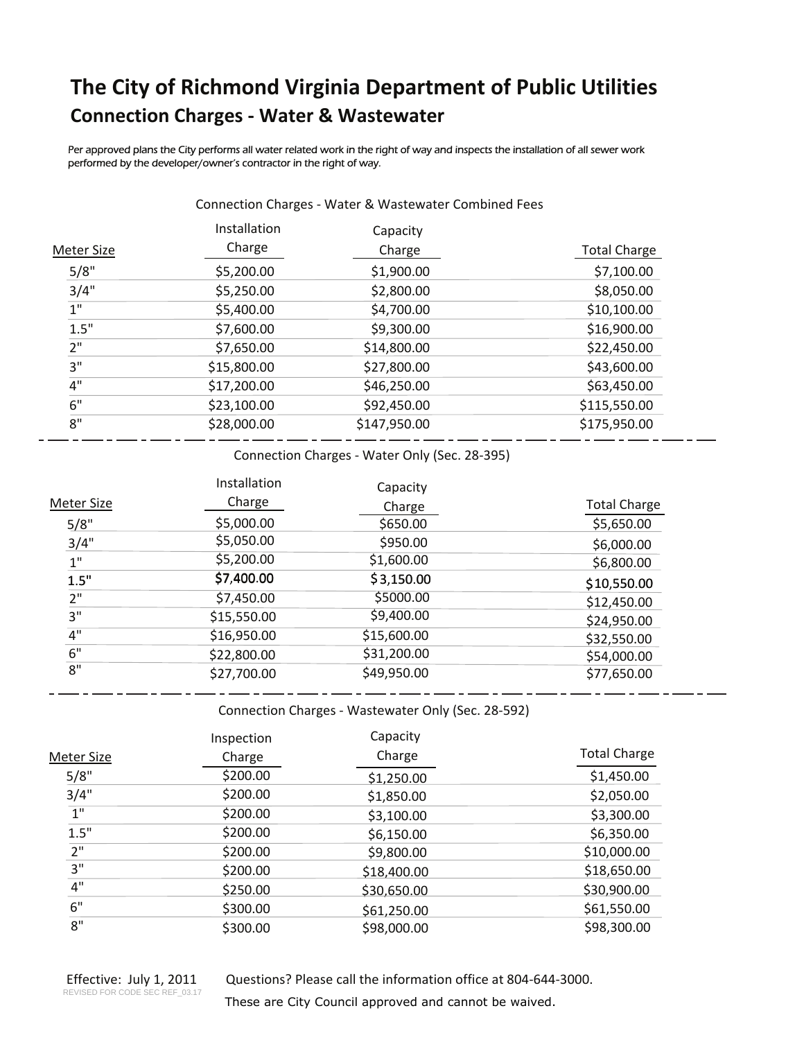# The City of Richmond Virginia Department of Public Utilities

## Connection Charges - Water & Wastewater

Per approved plans the City performs all water related work in the right of way and inspects the installation of all sewer work performed by the developer/owner's contractor in the right of way.

### Connection Charges - Water & Wastewater Combined Fees

| Meter Size | Installation Charge | Capacity Charge | Total Charge |
|---|---|---|---|
| 5/8" | $5,200.00 | $1,900.00 | $7,100.00 |
| 3/4" | $5,250.00 | $2,800.00 | $8,050.00 |
| 1" | $5,400.00 | $4,700.00 | $10,100.00 |
| 1.5" | $7,600.00 | $9,300.00 | $16,900.00 |
| 2" | $7,650.00 | $14,800.00 | $22,450.00 |
| 3" | $15,800.00 | $27,800.00 | $43,600.00 |
| 4" | $17,200.00 | $46,250.00 | $63,450.00 |
| 6" | $23,100.00 | $92,450.00 | $115,550.00 |
| 8" | $28,000.00 | $147,950.00 | $175,950.00 |

### Connection Charges - Water Only (Sec. 28-395)

| Meter Size | Installation Charge | Capacity Charge | Total Charge |
|---|---|---|---|
| 5/8" | $5,000.00 | $650.00 | $5,650.00 |
| 3/4" | $5,050.00 | $950.00 | $6,000.00 |
| 1" | $5,200.00 | $1,600.00 | $6,800.00 |
| 1.5" | $7,400.00 | $3,150.00 | $10,550.00 |
| 2" | $7,450.00 | $5000.00 | $12,450.00 |
| 3" | $15,550.00 | $9,400.00 | $24,950.00 |
| 4" | $16,950.00 | $15,600.00 | $32,550.00 |
| 6" | $22,800.00 | $31,200.00 | $54,000.00 |
| 8" | $27,700.00 | $49,950.00 | $77,650.00 |

### Connection Charges - Wastewater Only (Sec. 28-592)

| Meter Size | Inspection Charge | Capacity Charge | Total Charge |
|---|---|---|---|
| 5/8" | $200.00 | $1,250.00 | $1,450.00 |
| 3/4" | $200.00 | $1,850.00 | $2,050.00 |
| 1" | $200.00 | $3,100.00 | $3,300.00 |
| 1.5" | $200.00 | $6,150.00 | $6,350.00 |
| 2" | $200.00 | $9,800.00 | $10,000.00 |
| 3" | $200.00 | $18,400.00 | $18,650.00 |
| 4" | $250.00 | $30,650.00 | $30,900.00 |
| 6" | $300.00 | $61,250.00 | $61,550.00 |
| 8" | $300.00 | $98,000.00 | $98,300.00 |

Effective: July 1, 2011

REVISED FOR CODE SEC REF_03.17

Questions? Please call the information office at 804-644-3000.

These are City Council approved and cannot be waived.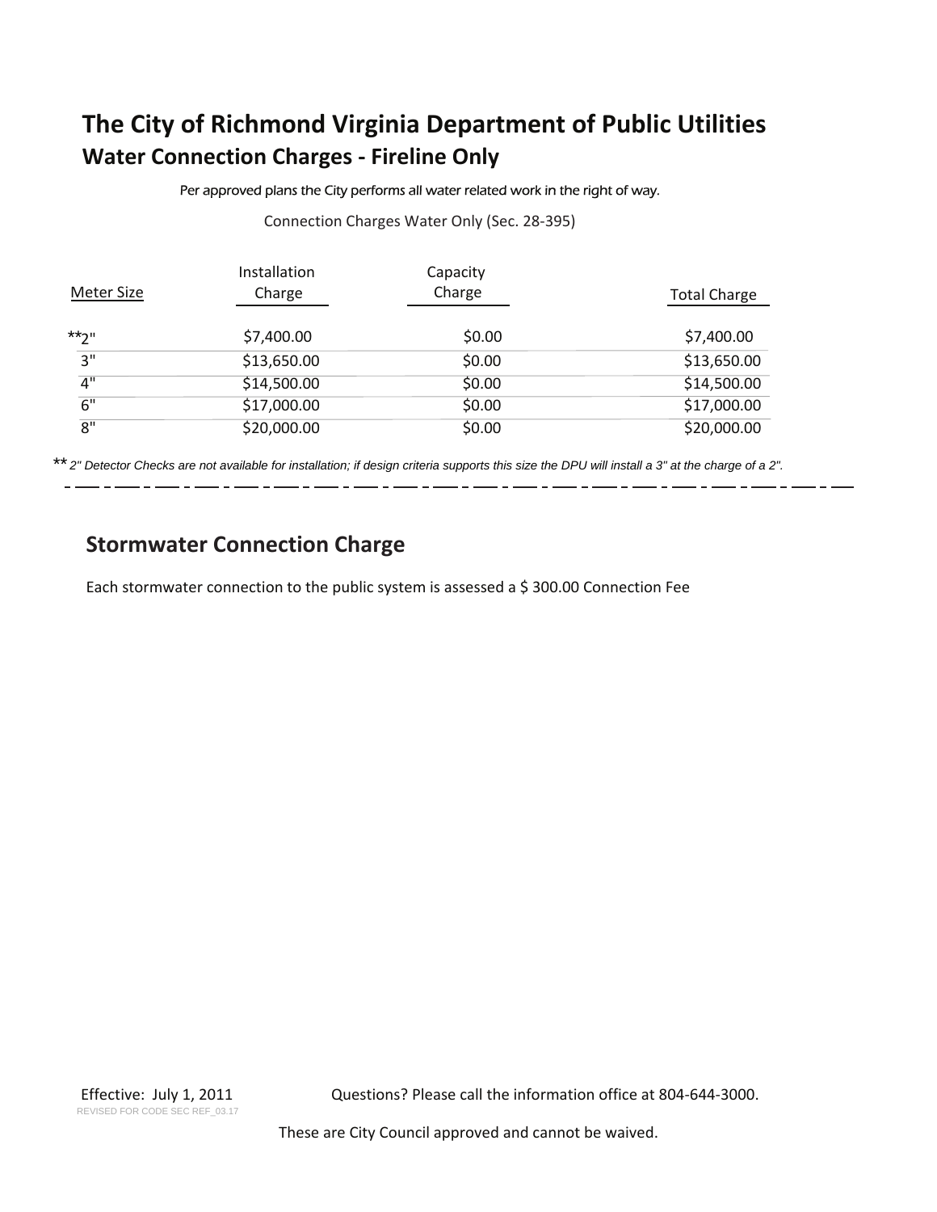# The City of Richmond Virginia Department of Public Utilities

## Water Connection Charges - Fireline Only

Per approved plans the City performs all water related work in the right of way.

Connection Charges Water Only (Sec. 28-395)

| Meter Size | Installation Charge | Capacity Charge | Total Charge |
|---|---|---|---|
| **2" | $7,400.00 | $0.00 | $7,400.00 |
| 3" | $13,650.00 | $0.00 | $13,650.00 |
| 4" | $14,500.00 | $0.00 | $14,500.00 |
| 6" | $17,000.00 | $0.00 | $17,000.00 |
| 8" | $20,000.00 | $0.00 | $20,000.00 |

** *2" Detector Checks are not available for installation; if design criteria supports this size the DPU will install a 3" at the charge of a 2".*

## Stormwater Connection Charge

Each stormwater connection to the public system is assessed a $ 300.00 Connection Fee

Effective: July 1, 2011

REVISED FOR CODE SEC REF_03.17

Questions? Please call the information office at 804-644-3000.

These are City Council approved and cannot be waived.